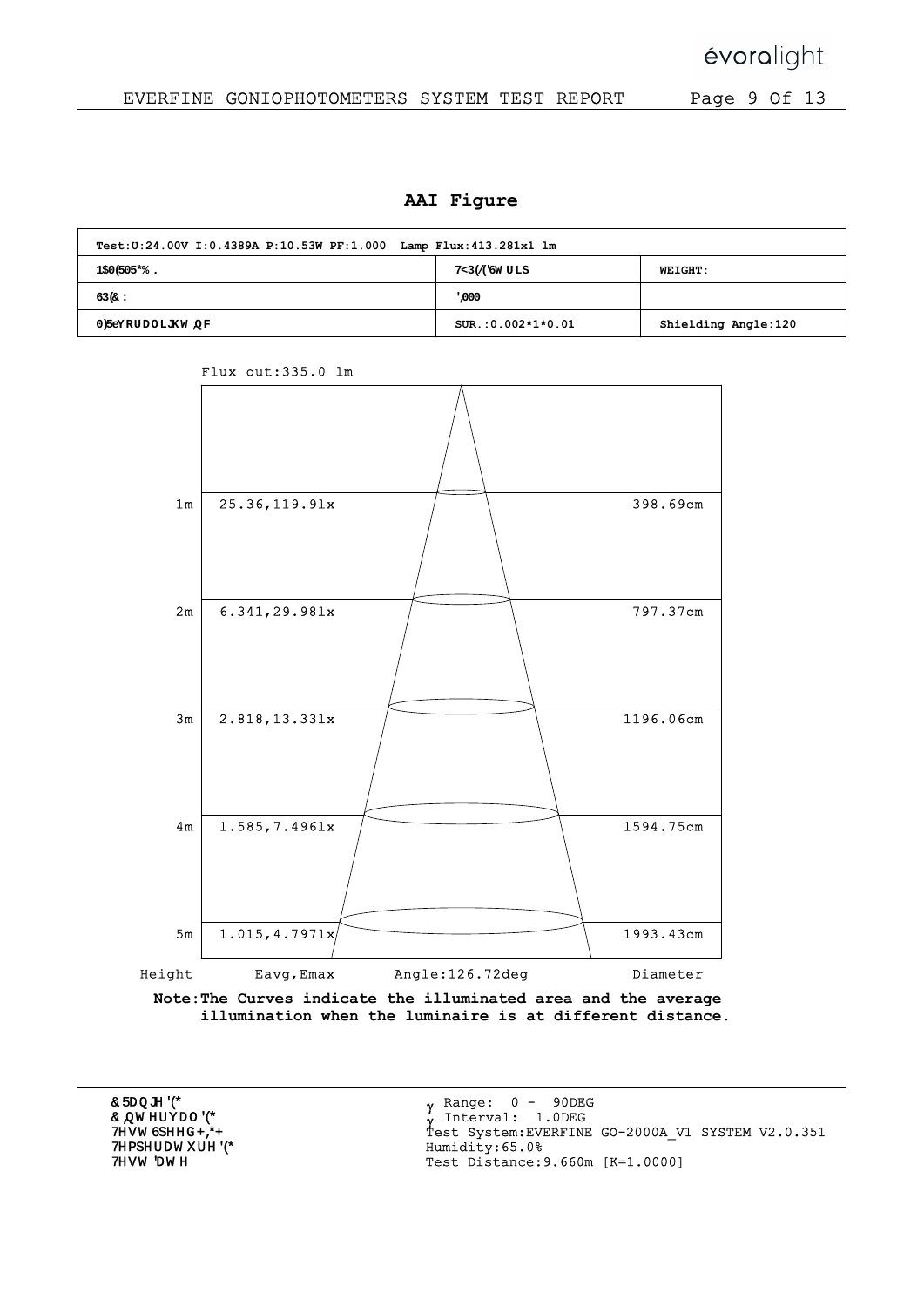# AAI Figure

| Test:U:24.00V I:0.4389A P:10.53W PF:1.000 Lamp Flux:413.281x1 lm | | |
|---|---|---|
| 1$0(505*%. | 7<3(/('6WULS | WEIGHT: |
| 63(&: | ',000 | |
| 0)6eYRUDOLJKW,QF | SUR.:0.002*1*0.01 | Shielding Angle:120 |

Flux out:335.0 lm

| Height | Eavg,Emax | Diameter |
|---|---|---|
| 1m | 25.36,119.91x | 398.69cm |
| 2m | 6.341,29.981x | 797.37cm |
| 3m | 2.818,13.331x | 1196.06cm |
| 4m | 1.585,7.4961x | 1594.75cm |
| 5m | 1.015,4.7971x | 1993.43cm |

Angle:126.72deg

**Note:The Curves indicate the illuminated area and the average illumination when the luminaire is at different distance.**

&5DQJH'(*
&,QWHUYDO'(*
7HVW6SHHG+,*+
7HPSHUDWXUH'(*
7HVW'DWH

γ Range: 0 - 90DEG
γ Interval: 1.0DEG
Test System:EVERFINE GO-2000A_V1 SYSTEM V2.0.351
Humidity:65.0%
Test Distance:9.660m [K=1.0000]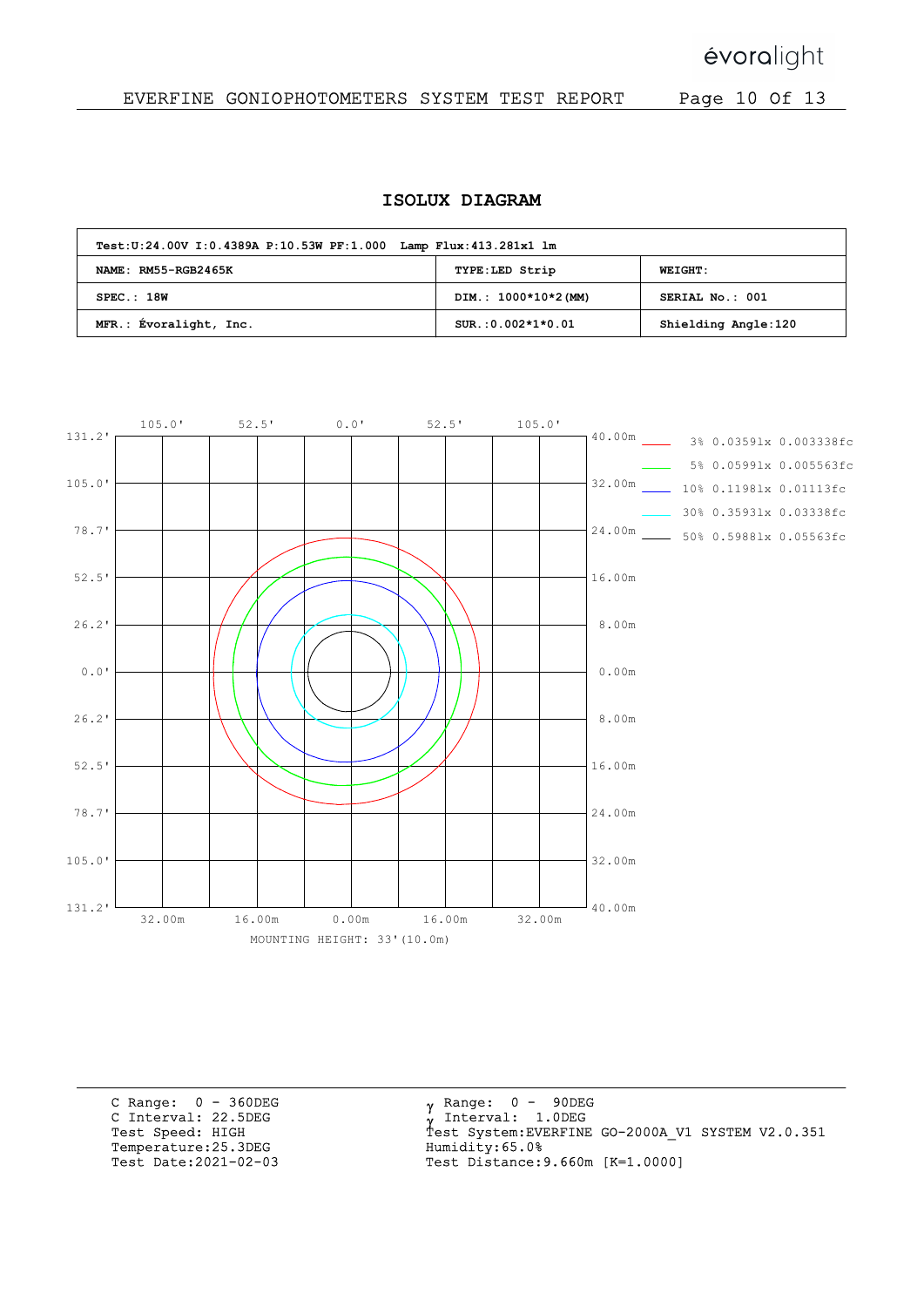## ISOLUX DIAGRAM

| Test:U:24.00V I:0.4389A P:10.53W PF:1.000 Lamp Flux:413.281x1 lm | | |
|---|---|---|
| NAME: RM55-RGB2465K | TYPE:LED Strip | WEIGHT: |
| SPEC.: 18W | DIM.: 1000*10*2(MM) | SERIAL No.: 001 |
| MFR.: Évoralight, Inc. | SUR.:0.002*1*0.01 | Shielding Angle:120 |

| Level | lx | fc |
|---|---|---|
| 3% | 0.0359lx | 0.003338fc |
| 5% | 0.0599lx | 0.005563fc |
| 10% | 0.1198lx | 0.01113fc |
| 30% | 0.3593lx | 0.03338fc |
| 50% | 0.5988lx | 0.05563fc |

MOUNTING HEIGHT: 33'(10.0m)

C Range: 0 - 360DEG
C Interval: 22.5DEG
Test Speed: HIGH
Temperature:25.3DEG
Test Date:2021-02-03

γ Range: 0 - 90DEG
γ Interval: 1.0DEG
Test System:EVERFINE GO-2000A_V1 SYSTEM V2.0.351
Humidity:65.0%
Test Distance:9.660m [K=1.0000]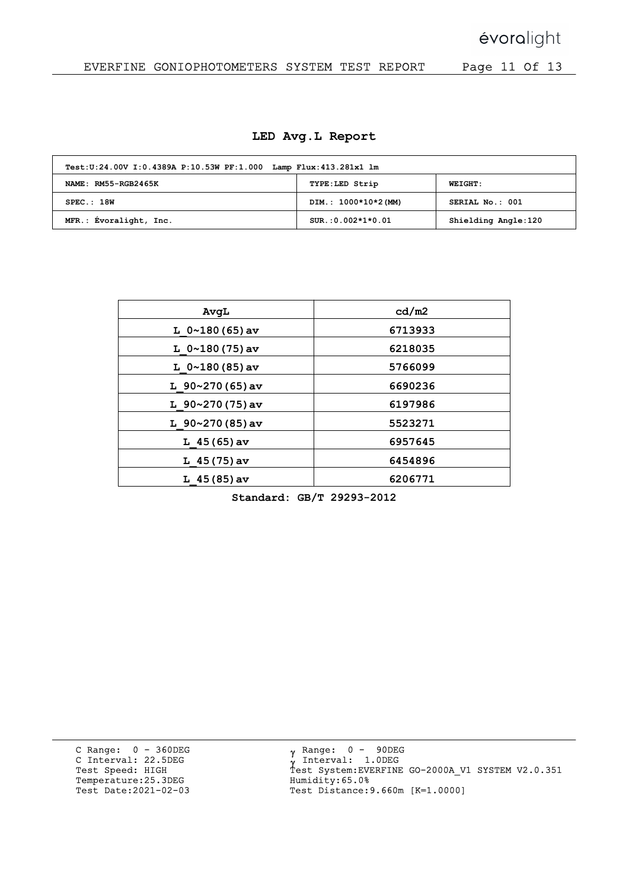# LED Avg.L Report

| Test:U:24.00V I:0.4389A P:10.53W PF:1.000 Lamp Flux:413.281x1 lm | | |
|---|---|---|
| NAME: RM55-RGB2465K | TYPE:LED Strip | WEIGHT: |
| SPEC.: 18W | DIM.: 1000*10*2(MM) | SERIAL No.: 001 |
| MFR.: Évoralight, Inc. | SUR.:0.002*1*0.01 | Shielding Angle:120 |

| AvgL | cd/m2 |
|---|---|
| L_0~180(65)av | 6713933 |
| L_0~180(75)av | 6218035 |
| L_0~180(85)av | 5766099 |
| L_90~270(65)av | 6690236 |
| L_90~270(75)av | 6197986 |
| L_90~270(85)av | 5523271 |
| L_45(65)av | 6957645 |
| L_45(75)av | 6454896 |
| L_45(85)av | 6206771 |

**Standard: GB/T 29293-2012**

C Range: 0 - 360DEG
C Interval: 22.5DEG
Test Speed: HIGH
Temperature:25.3DEG
Test Date:2021-02-03

γ Range: 0 - 90DEG
γ Interval: 1.0DEG
Test System:EVERFINE GO-2000A_V1 SYSTEM V2.0.351
Humidity:65.0%
Test Distance:9.660m [K=1.0000]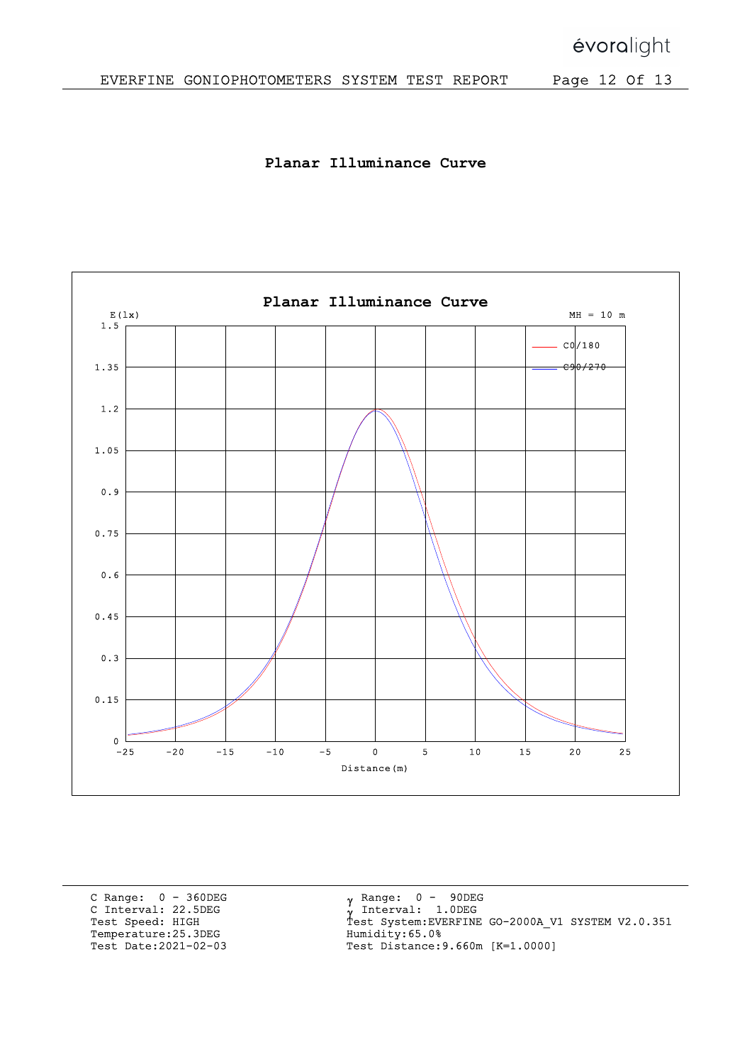## Planar Illuminance Curve

C Range: 0 - 360DEG
C Interval: 22.5DEG
Test Speed: HIGH
Temperature:25.3DEG
Test Date:2021-02-03

γ Range: 0 - 90DEG
γ Interval: 1.0DEG
Test System:EVERFINE GO-2000A_V1 SYSTEM V2.0.351
Humidity:65.0%
Test Distance:9.660m [K=1.0000]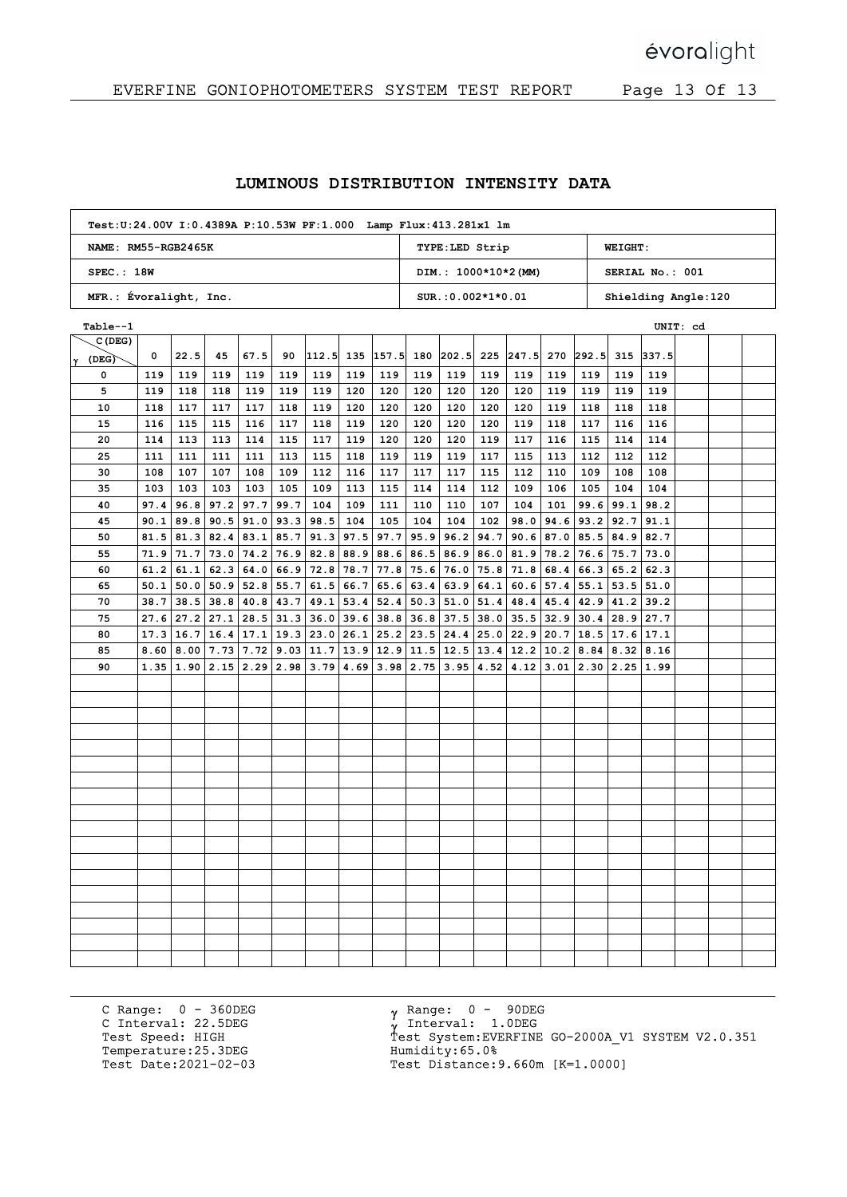## LUMINOUS DISTRIBUTION INTENSITY DATA

| Test:U:24.00V I:0.4389A P:10.53W PF:1.000 Lamp Flux:413.281x1 lm | | |
|---|---|---|
| NAME: RM55-RGB2465K | TYPE:LED Strip | WEIGHT: |
| SPEC.: 18W | DIM.: 1000*10*2(MM) | SERIAL No.: 001 |
| MFR.: Évoralight, Inc. | SUR.:0.002*1*0.01 | Shielding Angle:120 |

Table--1 UNIT: cd

| γ (DEG) \ C(DEG) | 0 | 22.5 | 45 | 67.5 | 90 | 112.5 | 135 | 157.5 | 180 | 202.5 | 225 | 247.5 | 270 | 292.5 | 315 | 337.5 |
|---|---|---|---|---|---|---|---|---|---|---|---|---|---|---|---|---|
| 0 | 119 | 119 | 119 | 119 | 119 | 119 | 119 | 119 | 119 | 119 | 119 | 119 | 119 | 119 | 119 | 119 |
| 5 | 119 | 118 | 118 | 119 | 119 | 119 | 120 | 120 | 120 | 120 | 120 | 120 | 119 | 119 | 119 | 119 |
| 10 | 118 | 117 | 117 | 117 | 118 | 119 | 120 | 120 | 120 | 120 | 120 | 120 | 119 | 118 | 118 | 118 |
| 15 | 116 | 115 | 115 | 116 | 117 | 118 | 119 | 120 | 120 | 120 | 120 | 119 | 118 | 117 | 116 | 116 |
| 20 | 114 | 113 | 113 | 114 | 115 | 117 | 119 | 120 | 120 | 120 | 119 | 117 | 116 | 115 | 114 | 114 |
| 25 | 111 | 111 | 111 | 111 | 113 | 115 | 118 | 119 | 119 | 119 | 117 | 115 | 113 | 112 | 112 | 112 |
| 30 | 108 | 107 | 107 | 108 | 109 | 112 | 116 | 117 | 117 | 117 | 115 | 112 | 110 | 109 | 108 | 108 |
| 35 | 103 | 103 | 103 | 103 | 105 | 109 | 113 | 115 | 114 | 114 | 112 | 109 | 106 | 105 | 104 | 104 |
| 40 | 97.4 | 96.8 | 97.2 | 97.7 | 99.7 | 104 | 109 | 111 | 110 | 110 | 107 | 104 | 101 | 99.6 | 99.1 | 98.2 |
| 45 | 90.1 | 89.8 | 90.5 | 91.0 | 93.3 | 98.5 | 104 | 105 | 104 | 104 | 102 | 98.0 | 94.6 | 93.2 | 92.7 | 91.1 |
| 50 | 81.5 | 81.3 | 82.4 | 83.1 | 85.7 | 91.3 | 97.5 | 97.7 | 95.9 | 96.2 | 94.7 | 90.6 | 87.0 | 85.5 | 84.9 | 82.7 |
| 55 | 71.9 | 71.7 | 73.0 | 74.2 | 76.9 | 82.8 | 88.9 | 88.6 | 86.5 | 86.9 | 86.0 | 81.9 | 78.2 | 76.6 | 75.7 | 73.0 |
| 60 | 61.2 | 61.1 | 62.3 | 64.0 | 66.9 | 72.8 | 78.7 | 77.8 | 75.6 | 76.0 | 75.8 | 71.8 | 68.4 | 66.3 | 65.2 | 62.3 |
| 65 | 50.1 | 50.0 | 50.9 | 52.8 | 55.7 | 61.5 | 66.7 | 65.6 | 63.4 | 63.9 | 64.1 | 60.6 | 57.4 | 55.1 | 53.5 | 51.0 |
| 70 | 38.7 | 38.5 | 38.8 | 40.8 | 43.7 | 49.1 | 53.4 | 52.4 | 50.3 | 51.0 | 51.4 | 48.4 | 45.4 | 42.9 | 41.2 | 39.2 |
| 75 | 27.6 | 27.2 | 27.1 | 28.5 | 31.3 | 36.0 | 39.6 | 38.8 | 36.8 | 37.5 | 38.0 | 35.5 | 32.9 | 30.4 | 28.9 | 27.7 |
| 80 | 17.3 | 16.7 | 16.4 | 17.1 | 19.3 | 23.0 | 26.1 | 25.2 | 23.5 | 24.4 | 25.0 | 22.9 | 20.7 | 18.5 | 17.6 | 17.1 |
| 85 | 8.60 | 8.00 | 7.73 | 7.72 | 9.03 | 11.7 | 13.9 | 12.9 | 11.5 | 12.5 | 13.4 | 12.2 | 10.2 | 8.84 | 8.32 | 8.16 |
| 90 | 1.35 | 1.90 | 2.15 | 2.29 | 2.98 | 3.79 | 4.69 | 3.98 | 2.75 | 3.95 | 4.52 | 4.12 | 3.01 | 2.30 | 2.25 | 1.99 |

C Range: 0 - 360DEG
C Interval: 22.5DEG
Test Speed: HIGH
Temperature:25.3DEG
Test Date:2021-02-03

γ Range: 0 - 90DEG
γ Interval: 1.0DEG
Test System:EVERFINE GO-2000A_V1 SYSTEM V2.0.351
Humidity:65.0%
Test Distance:9.660m [K=1.0000]